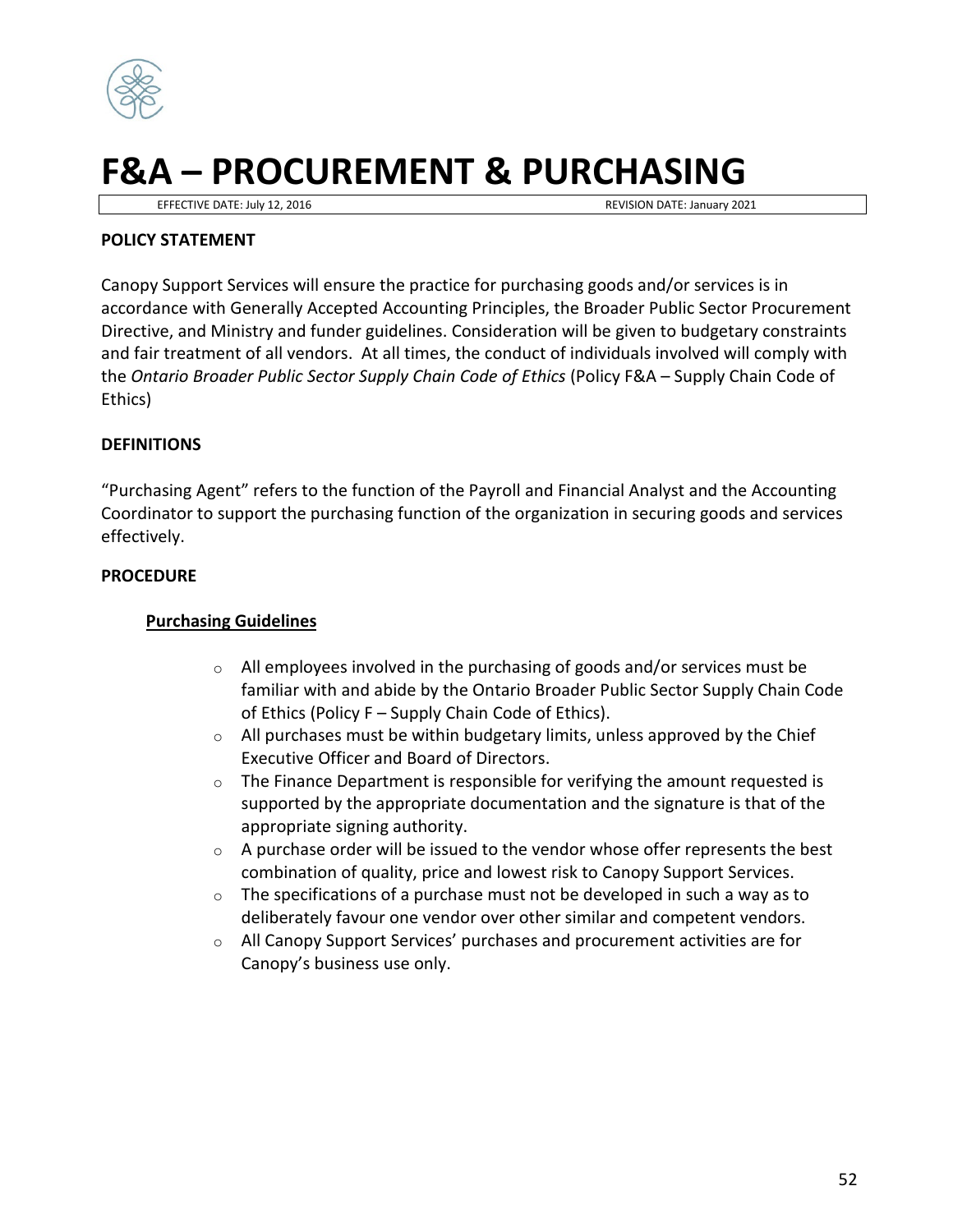# F&A – PROCUREMENT & PURCHASING

EFFECTIVE DATE: July 12, 2016 REVISION DATE: January 2021

**POLICY STATEMENT**

Canopy Support Services will ensure the practice for purchasing goods and/or services is in accordance with Generally Accepted Accounting Principles, the Broader Public Sector Procurement Directive, and Ministry and funder guidelines. Consideration will be given to budgetary constraints and fair treatment of all vendors. At all times, the conduct of individuals involved will comply with the *Ontario Broader Public Sector Supply Chain Code of Ethics* (Policy F&A – Supply Chain Code of Ethics)

**DEFINITIONS**

"Purchasing Agent" refers to the function of the Payroll and Financial Analyst and the Accounting Coordinator to support the purchasing function of the organization in securing goods and services effectively.

**PROCEDURE**

**Purchasing Guidelines**

- All employees involved in the purchasing of goods and/or services must be familiar with and abide by the Ontario Broader Public Sector Supply Chain Code of Ethics (Policy F – Supply Chain Code of Ethics).
- All purchases must be within budgetary limits, unless approved by the Chief Executive Officer and Board of Directors.
- The Finance Department is responsible for verifying the amount requested is supported by the appropriate documentation and the signature is that of the appropriate signing authority.
- A purchase order will be issued to the vendor whose offer represents the best combination of quality, price and lowest risk to Canopy Support Services.
- The specifications of a purchase must not be developed in such a way as to deliberately favour one vendor over other similar and competent vendors.
- All Canopy Support Services' purchases and procurement activities are for Canopy's business use only.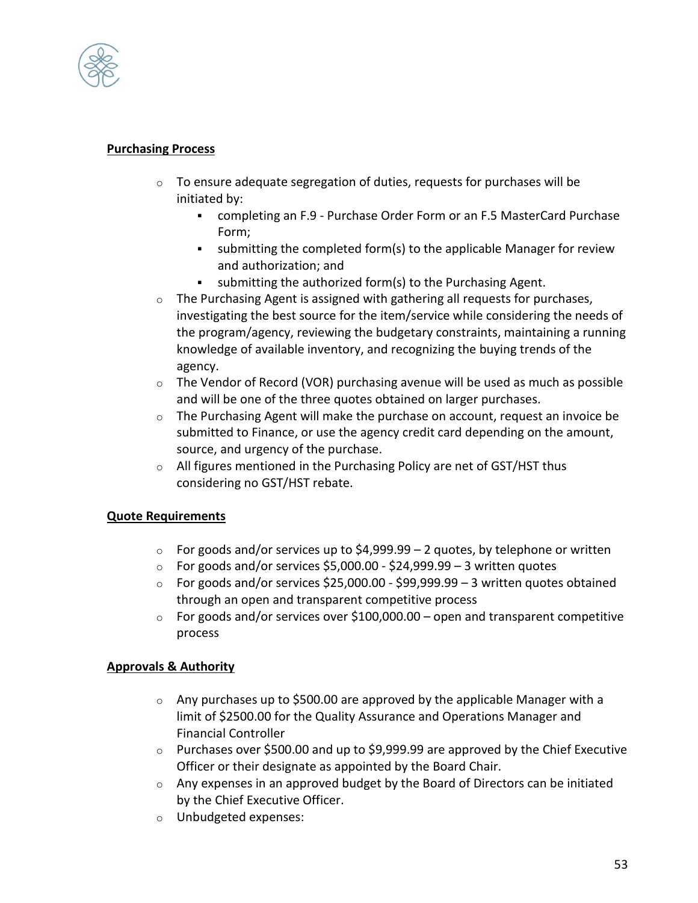**Purchasing Process**

- To ensure adequate segregation of duties, requests for purchases will be initiated by:
  - completing an F.9 - Purchase Order Form or an F.5 MasterCard Purchase Form;
  - submitting the completed form(s) to the applicable Manager for review and authorization; and
  - submitting the authorized form(s) to the Purchasing Agent.
- The Purchasing Agent is assigned with gathering all requests for purchases, investigating the best source for the item/service while considering the needs of the program/agency, reviewing the budgetary constraints, maintaining a running knowledge of available inventory, and recognizing the buying trends of the agency.
- The Vendor of Record (VOR) purchasing avenue will be used as much as possible and will be one of the three quotes obtained on larger purchases.
- The Purchasing Agent will make the purchase on account, request an invoice be submitted to Finance, or use the agency credit card depending on the amount, source, and urgency of the purchase.
- All figures mentioned in the Purchasing Policy are net of GST/HST thus considering no GST/HST rebate.

**Quote Requirements**

- For goods and/or services up to $4,999.99 – 2 quotes, by telephone or written
- For goods and/or services $5,000.00 - $24,999.99 – 3 written quotes
- For goods and/or services $25,000.00 - $99,999.99 – 3 written quotes obtained through an open and transparent competitive process
- For goods and/or services over $100,000.00 – open and transparent competitive process

**Approvals & Authority**

- Any purchases up to $500.00 are approved by the applicable Manager with a limit of $2500.00 for the Quality Assurance and Operations Manager and Financial Controller
- Purchases over $500.00 and up to $9,999.99 are approved by the Chief Executive Officer or their designate as appointed by the Board Chair.
- Any expenses in an approved budget by the Board of Directors can be initiated by the Chief Executive Officer.
- Unbudgeted expenses: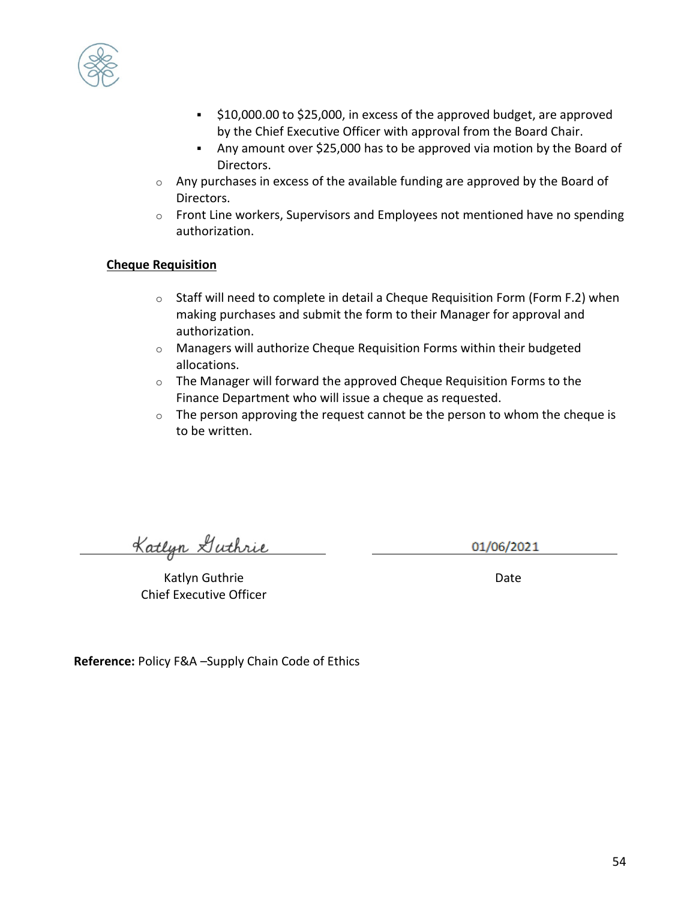- $10,000.00 to $25,000, in excess of the approved budget, are approved by the Chief Executive Officer with approval from the Board Chair.
    - Any amount over $25,000 has to be approved via motion by the Board of Directors.
- Any purchases in excess of the available funding are approved by the Board of Directors.
- Front Line workers, Supervisors and Employees not mentioned have no spending authorization.

**Cheque Requisition**

- Staff will need to complete in detail a Cheque Requisition Form (Form F.2) when making purchases and submit the form to their Manager for approval and authorization.
- Managers will authorize Cheque Requisition Forms within their budgeted allocations.
- The Manager will forward the approved Cheque Requisition Forms to the Finance Department who will issue a cheque as requested.
- The person approving the request cannot be the person to whom the cheque is to be written.

Katlyn Guthrie

Katlyn Guthrie
Chief Executive Officer

01/06/2021

Date

**Reference:** Policy F&A –Supply Chain Code of Ethics